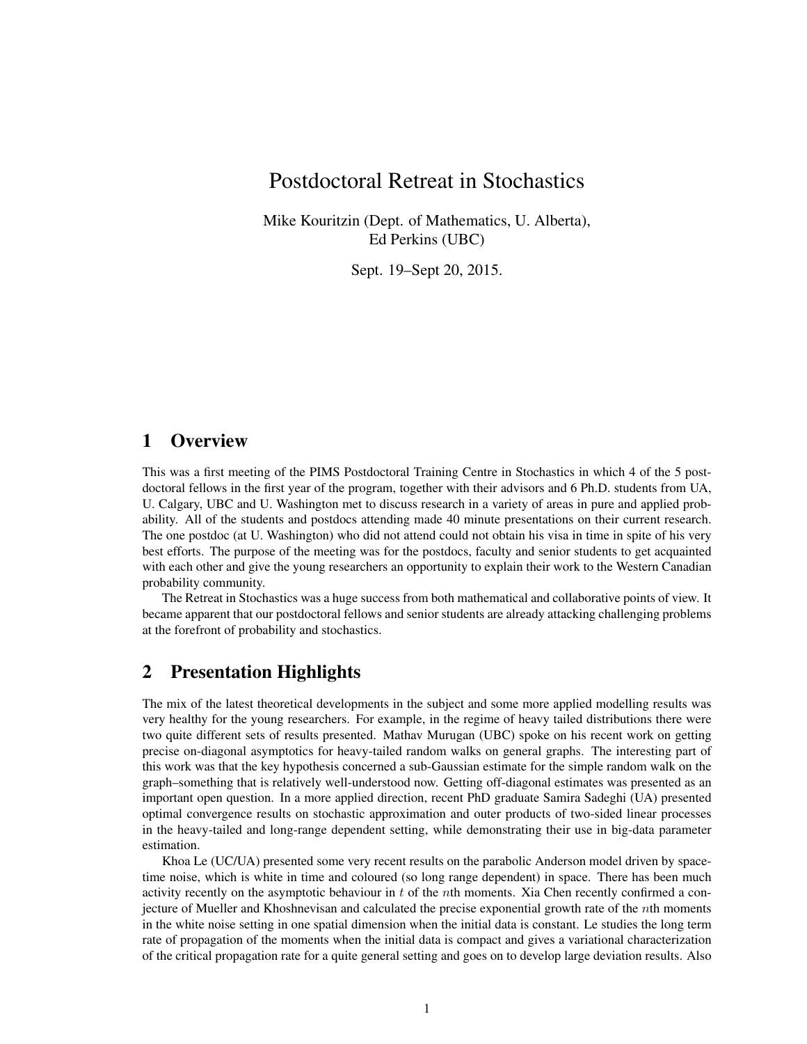# Postdoctoral Retreat in Stochastics

Mike Kouritzin (Dept. of Mathematics, U. Alberta),
Ed Perkins (UBC)

Sept. 19–Sept 20, 2015.

## 1 Overview

This was a first meeting of the PIMS Postdoctoral Training Centre in Stochastics in which 4 of the 5 postdoctoral fellows in the first year of the program, together with their advisors and 6 Ph.D. students from UA, U. Calgary, UBC and U. Washington met to discuss research in a variety of areas in pure and applied probability. All of the students and postdocs attending made 40 minute presentations on their current research. The one postdoc (at U. Washington) who did not attend could not obtain his visa in time in spite of his very best efforts. The purpose of the meeting was for the postdocs, faculty and senior students to get acquainted with each other and give the young researchers an opportunity to explain their work to the Western Canadian probability community.

The Retreat in Stochastics was a huge success from both mathematical and collaborative points of view. It became apparent that our postdoctoral fellows and senior students are already attacking challenging problems at the forefront of probability and stochastics.

## 2 Presentation Highlights

The mix of the latest theoretical developments in the subject and some more applied modelling results was very healthy for the young researchers. For example, in the regime of heavy tailed distributions there were two quite different sets of results presented. Mathav Murugan (UBC) spoke on his recent work on getting precise on-diagonal asymptotics for heavy-tailed random walks on general graphs. The interesting part of this work was that the key hypothesis concerned a sub-Gaussian estimate for the simple random walk on the graph–something that is relatively well-understood now. Getting off-diagonal estimates was presented as an important open question. In a more applied direction, recent PhD graduate Samira Sadeghi (UA) presented optimal convergence results on stochastic approximation and outer products of two-sided linear processes in the heavy-tailed and long-range dependent setting, while demonstrating their use in big-data parameter estimation.

Khoa Le (UC/UA) presented some very recent results on the parabolic Anderson model driven by space-time noise, which is white in time and coloured (so long range dependent) in space. There has been much activity recently on the asymptotic behaviour in $t$ of the $n$th moments. Xia Chen recently confirmed a conjecture of Mueller and Khoshnevisan and calculated the precise exponential growth rate of the $n$th moments in the white noise setting in one spatial dimension when the initial data is constant. Le studies the long term rate of propagation of the moments when the initial data is compact and gives a variational characterization of the critical propagation rate for a quite general setting and goes on to develop large deviation results. Also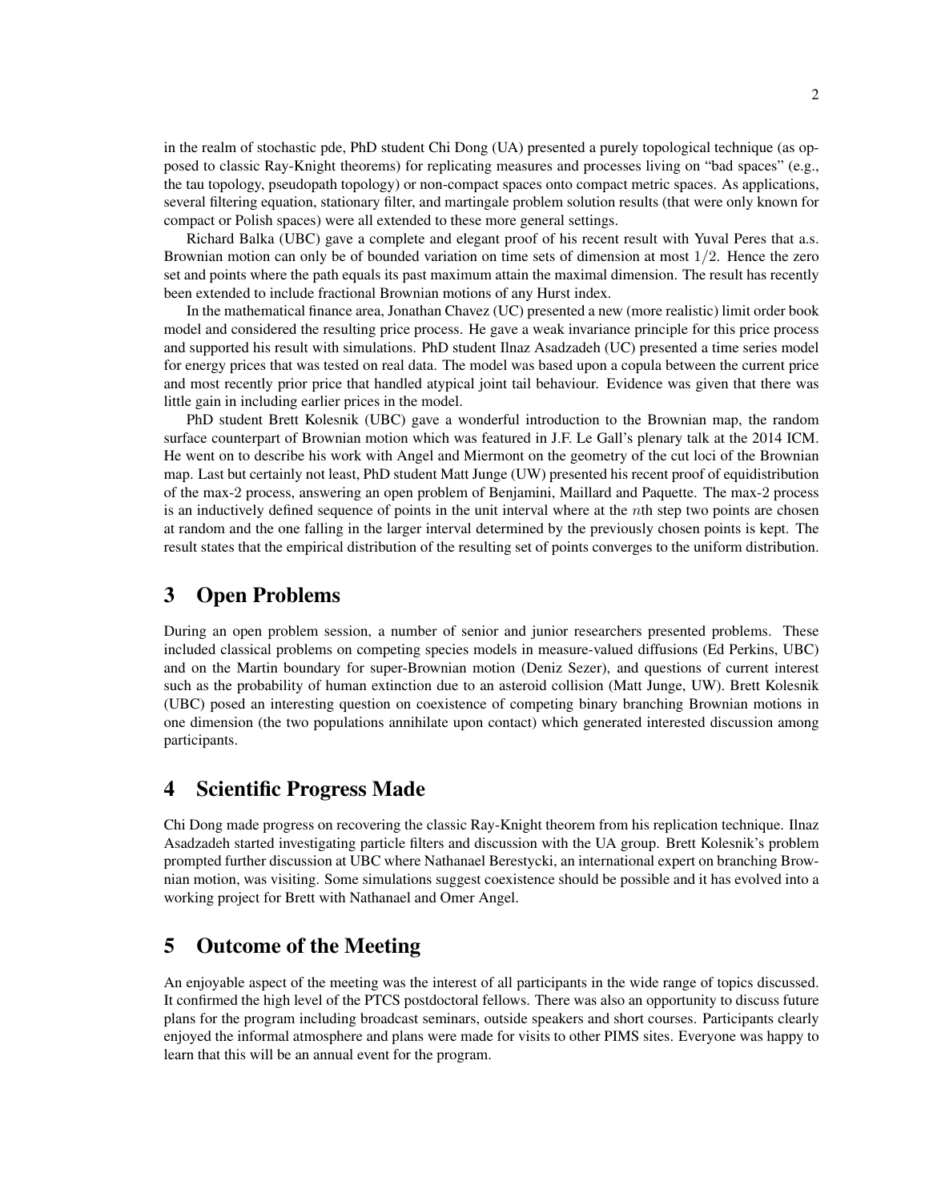in the realm of stochastic pde, PhD student Chi Dong (UA) presented a purely topological technique (as opposed to classic Ray-Knight theorems) for replicating measures and processes living on "bad spaces" (e.g., the tau topology, pseudopath topology) or non-compact spaces onto compact metric spaces. As applications, several filtering equation, stationary filter, and martingale problem solution results (that were only known for compact or Polish spaces) were all extended to these more general settings.

Richard Balka (UBC) gave a complete and elegant proof of his recent result with Yuval Peres that a.s. Brownian motion can only be of bounded variation on time sets of dimension at most $1/2$. Hence the zero set and points where the path equals its past maximum attain the maximal dimension. The result has recently been extended to include fractional Brownian motions of any Hurst index.

In the mathematical finance area, Jonathan Chavez (UC) presented a new (more realistic) limit order book model and considered the resulting price process. He gave a weak invariance principle for this price process and supported his result with simulations. PhD student Ilnaz Asadzadeh (UC) presented a time series model for energy prices that was tested on real data. The model was based upon a copula between the current price and most recently prior price that handled atypical joint tail behaviour. Evidence was given that there was little gain in including earlier prices in the model.

PhD student Brett Kolesnik (UBC) gave a wonderful introduction to the Brownian map, the random surface counterpart of Brownian motion which was featured in J.F. Le Gall's plenary talk at the 2014 ICM. He went on to describe his work with Angel and Miermont on the geometry of the cut loci of the Brownian map. Last but certainly not least, PhD student Matt Junge (UW) presented his recent proof of equidistribution of the max-2 process, answering an open problem of Benjamini, Maillard and Paquette. The max-2 process is an inductively defined sequence of points in the unit interval where at the $n$th step two points are chosen at random and the one falling in the larger interval determined by the previously chosen points is kept. The result states that the empirical distribution of the resulting set of points converges to the uniform distribution.

## 3 Open Problems

During an open problem session, a number of senior and junior researchers presented problems. These included classical problems on competing species models in measure-valued diffusions (Ed Perkins, UBC) and on the Martin boundary for super-Brownian motion (Deniz Sezer), and questions of current interest such as the probability of human extinction due to an asteroid collision (Matt Junge, UW). Brett Kolesnik (UBC) posed an interesting question on coexistence of competing binary branching Brownian motions in one dimension (the two populations annihilate upon contact) which generated interested discussion among participants.

## 4 Scientific Progress Made

Chi Dong made progress on recovering the classic Ray-Knight theorem from his replication technique. Ilnaz Asadzadeh started investigating particle filters and discussion with the UA group. Brett Kolesnik's problem prompted further discussion at UBC where Nathanael Berestycki, an international expert on branching Brownian motion, was visiting. Some simulations suggest coexistence should be possible and it has evolved into a working project for Brett with Nathanael and Omer Angel.

## 5 Outcome of the Meeting

An enjoyable aspect of the meeting was the interest of all participants in the wide range of topics discussed. It confirmed the high level of the PTCS postdoctoral fellows. There was also an opportunity to discuss future plans for the program including broadcast seminars, outside speakers and short courses. Participants clearly enjoyed the informal atmosphere and plans were made for visits to other PIMS sites. Everyone was happy to learn that this will be an annual event for the program.